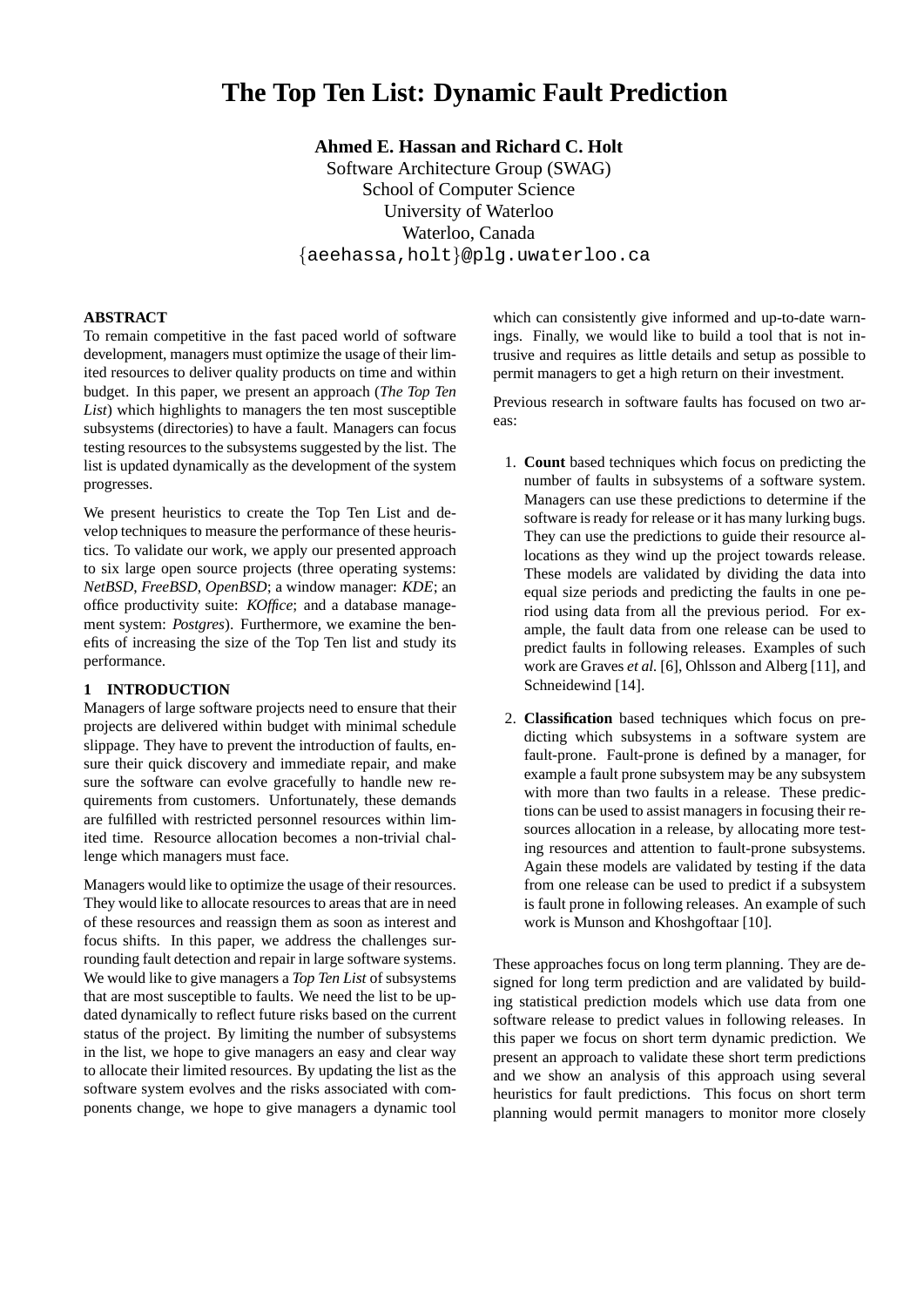# The Top Ten List: Dynamic Fault Prediction

**Ahmed E. Hassan and Richard C. Holt**

Software Architecture Group (SWAG)
School of Computer Science
University of Waterloo
Waterloo, Canada
{aeehassa,holt}@plg.uwaterloo.ca

### ABSTRACT

To remain competitive in the fast paced world of software development, managers must optimize the usage of their limited resources to deliver quality products on time and within budget. In this paper, we present an approach (*The Top Ten List*) which highlights to managers the ten most susceptible subsystems (directories) to have a fault. Managers can focus testing resources to the subsystems suggested by the list. The list is updated dynamically as the development of the system progresses.

We present heuristics to create the Top Ten List and develop techniques to measure the performance of these heuristics. To validate our work, we apply our presented approach to six large open source projects (three operating systems: *NetBSD*, *FreeBSD*, *OpenBSD*; a window manager: *KDE*; an office productivity suite: *KOffice*; and a database management system: *Postgres*). Furthermore, we examine the benefits of increasing the size of the Top Ten list and study its performance.

### 1 INTRODUCTION

Managers of large software projects need to ensure that their projects are delivered within budget with minimal schedule slippage. They have to prevent the introduction of faults, ensure their quick discovery and immediate repair, and make sure the software can evolve gracefully to handle new requirements from customers. Unfortunately, these demands are fulfilled with restricted personnel resources within limited time. Resource allocation becomes a non-trivial challenge which managers must face.

Managers would like to optimize the usage of their resources. They would like to allocate resources to areas that are in need of these resources and reassign them as soon as interest and focus shifts. In this paper, we address the challenges surrounding fault detection and repair in large software systems. We would like to give managers a *Top Ten List* of subsystems that are most susceptible to faults. We need the list to be updated dynamically to reflect future risks based on the current status of the project. By limiting the number of subsystems in the list, we hope to give managers an easy and clear way to allocate their limited resources. By updating the list as the software system evolves and the risks associated with components change, we hope to give managers a dynamic tool which can consistently give informed and up-to-date warnings. Finally, we would like to build a tool that is not intrusive and requires as little details and setup as possible to permit managers to get a high return on their investment.

Previous research in software faults has focused on two areas:

1. **Count** based techniques which focus on predicting the number of faults in subsystems of a software system. Managers can use these predictions to determine if the software is ready for release or it has many lurking bugs. They can use the predictions to guide their resource allocations as they wind up the project towards release. These models are validated by dividing the data into equal size periods and predicting the faults in one period using data from all the previous period. For example, the fault data from one release can be used to predict faults in following releases. Examples of such work are Graves *et al.* [6], Ohlsson and Alberg [11], and Schneidewind [14].

2. **Classification** based techniques which focus on predicting which subsystems in a software system are fault-prone. Fault-prone is defined by a manager, for example a fault prone subsystem may be any subsystem with more than two faults in a release. These predictions can be used to assist managers in focusing their resources allocation in a release, by allocating more testing resources and attention to fault-prone subsystems. Again these models are validated by testing if the data from one release can be used to predict if a subsystem is fault prone in following releases. An example of such work is Munson and Khoshgoftaar [10].

These approaches focus on long term planning. They are designed for long term prediction and are validated by building statistical prediction models which use data from one software release to predict values in following releases. In this paper we focus on short term dynamic prediction. We present an approach to validate these short term predictions and we show an analysis of this approach using several heuristics for fault predictions. This focus on short term planning would permit managers to monitor more closely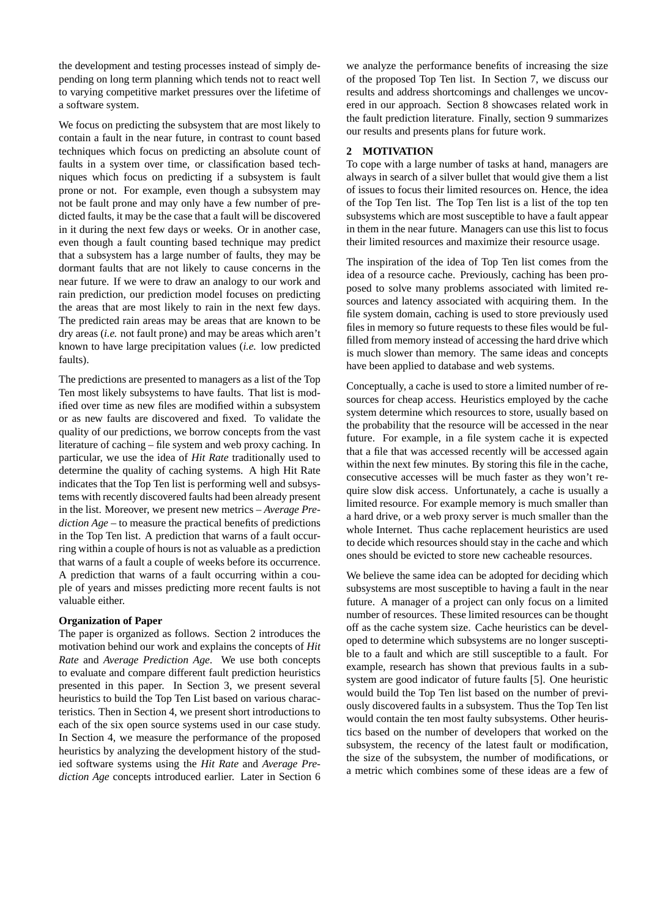the development and testing processes instead of simply depending on long term planning which tends not to react well to varying competitive market pressures over the lifetime of a software system.

We focus on predicting the subsystem that are most likely to contain a fault in the near future, in contrast to count based techniques which focus on predicting an absolute count of faults in a system over time, or classification based techniques which focus on predicting if a subsystem is fault prone or not. For example, even though a subsystem may not be fault prone and may only have a few number of predicted faults, it may be the case that a fault will be discovered in it during the next few days or weeks. Or in another case, even though a fault counting based technique may predict that a subsystem has a large number of faults, they may be dormant faults that are not likely to cause concerns in the near future. If we were to draw an analogy to our work and rain prediction, our prediction model focuses on predicting the areas that are most likely to rain in the next few days. The predicted rain areas may be areas that are known to be dry areas (*i.e.* not fault prone) and may be areas which aren't known to have large precipitation values (*i.e.* low predicted faults).

The predictions are presented to managers as a list of the Top Ten most likely subsystems to have faults. That list is modified over time as new files are modified within a subsystem or as new faults are discovered and fixed. To validate the quality of our predictions, we borrow concepts from the vast literature of caching – file system and web proxy caching. In particular, we use the idea of *Hit Rate* traditionally used to determine the quality of caching systems. A high Hit Rate indicates that the Top Ten list is performing well and subsystems with recently discovered faults had been already present in the list. Moreover, we present new metrics – *Average Prediction Age* – to measure the practical benefits of predictions in the Top Ten list. A prediction that warns of a fault occurring within a couple of hours is not as valuable as a prediction that warns of a fault a couple of weeks before its occurrence. A prediction that warns of a fault occurring within a couple of years and misses predicting more recent faults is not valuable either.

**Organization of Paper**

The paper is organized as follows. Section 2 introduces the motivation behind our work and explains the concepts of *Hit Rate* and *Average Prediction Age*. We use both concepts to evaluate and compare different fault prediction heuristics presented in this paper. In Section 3, we present several heuristics to build the Top Ten List based on various characteristics. Then in Section 4, we present short introductions to each of the six open source systems used in our case study. In Section 4, we measure the performance of the proposed heuristics by analyzing the development history of the studied software systems using the *Hit Rate* and *Average Prediction Age* concepts introduced earlier. Later in Section 6 we analyze the performance benefits of increasing the size of the proposed Top Ten list. In Section 7, we discuss our results and address shortcomings and challenges we uncovered in our approach. Section 8 showcases related work in the fault prediction literature. Finally, section 9 summarizes our results and presents plans for future work.

## 2 MOTIVATION

To cope with a large number of tasks at hand, managers are always in search of a silver bullet that would give them a list of issues to focus their limited resources on. Hence, the idea of the Top Ten list. The Top Ten list is a list of the top ten subsystems which are most susceptible to have a fault appear in them in the near future. Managers can use this list to focus their limited resources and maximize their resource usage.

The inspiration of the idea of Top Ten list comes from the idea of a resource cache. Previously, caching has been proposed to solve many problems associated with limited resources and latency associated with acquiring them. In the file system domain, caching is used to store previously used files in memory so future requests to these files would be fulfilled from memory instead of accessing the hard drive which is much slower than memory. The same ideas and concepts have been applied to database and web systems.

Conceptually, a cache is used to store a limited number of resources for cheap access. Heuristics employed by the cache system determine which resources to store, usually based on the probability that the resource will be accessed in the near future. For example, in a file system cache it is expected that a file that was accessed recently will be accessed again within the next few minutes. By storing this file in the cache, consecutive accesses will be much faster as they won't require slow disk access. Unfortunately, a cache is usually a limited resource. For example memory is much smaller than a hard drive, or a web proxy server is much smaller than the whole Internet. Thus cache replacement heuristics are used to decide which resources should stay in the cache and which ones should be evicted to store new cacheable resources.

We believe the same idea can be adopted for deciding which subsystems are most susceptible to having a fault in the near future. A manager of a project can only focus on a limited number of resources. These limited resources can be thought off as the cache system size. Cache heuristics can be developed to determine which subsystems are no longer susceptible to a fault and which are still susceptible to a fault. For example, research has shown that previous faults in a subsystem are good indicator of future faults [5]. One heuristic would build the Top Ten list based on the number of previously discovered faults in a subsystem. Thus the Top Ten list would contain the ten most faulty subsystems. Other heuristics based on the number of developers that worked on the subsystem, the recency of the latest fault or modification, the size of the subsystem, the number of modifications, or a metric which combines some of these ideas are a few of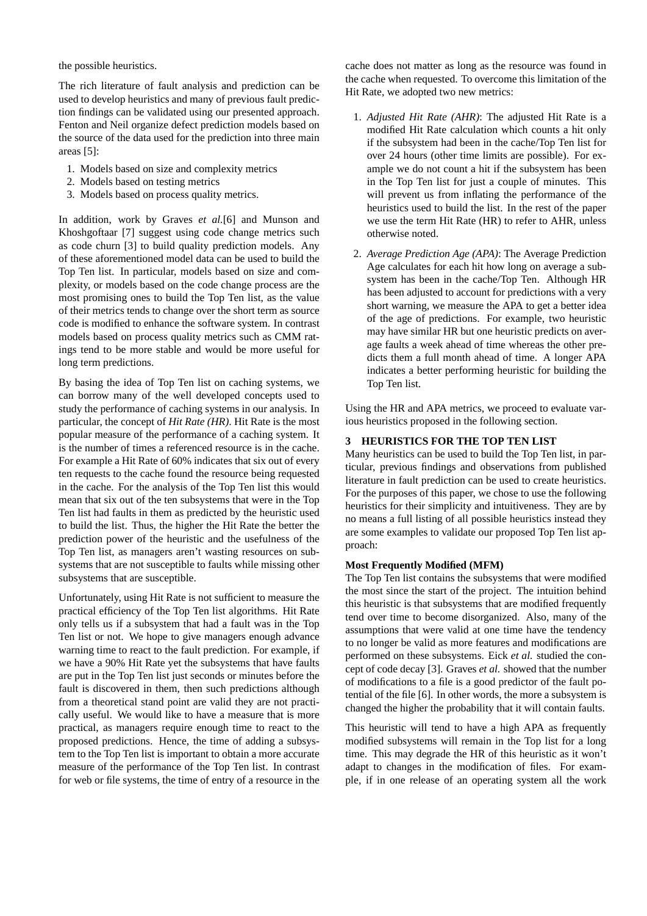the possible heuristics.

The rich literature of fault analysis and prediction can be used to develop heuristics and many of previous fault prediction findings can be validated using our presented approach. Fenton and Neil organize defect prediction models based on the source of the data used for the prediction into three main areas [5]:

1. Models based on size and complexity metrics
2. Models based on testing metrics
3. Models based on process quality metrics.

In addition, work by Graves *et al.*[6] and Munson and Khoshgoftaar [7] suggest using code change metrics such as code churn [3] to build quality prediction models. Any of these aforementioned model data can be used to build the Top Ten list. In particular, models based on size and complexity, or models based on the code change process are the most promising ones to build the Top Ten list, as the value of their metrics tends to change over the short term as source code is modified to enhance the software system. In contrast models based on process quality metrics such as CMM ratings tend to be more stable and would be more useful for long term predictions.

By basing the idea of Top Ten list on caching systems, we can borrow many of the well developed concepts used to study the performance of caching systems in our analysis. In particular, the concept of *Hit Rate (HR)*. Hit Rate is the most popular measure of the performance of a caching system. It is the number of times a referenced resource is in the cache. For example a Hit Rate of 60% indicates that six out of every ten requests to the cache found the resource being requested in the cache. For the analysis of the Top Ten list this would mean that six out of the ten subsystems that were in the Top Ten list had faults in them as predicted by the heuristic used to build the list. Thus, the higher the Hit Rate the better the prediction power of the heuristic and the usefulness of the Top Ten list, as managers aren't wasting resources on subsystems that are not susceptible to faults while missing other subsystems that are susceptible.

Unfortunately, using Hit Rate is not sufficient to measure the practical efficiency of the Top Ten list algorithms. Hit Rate only tells us if a subsystem that had a fault was in the Top Ten list or not. We hope to give managers enough advance warning time to react to the fault prediction. For example, if we have a 90% Hit Rate yet the subsystems that have faults are put in the Top Ten list just seconds or minutes before the fault is discovered in them, then such predictions although from a theoretical stand point are valid they are not practically useful. We would like to have a measure that is more practical, as managers require enough time to react to the proposed predictions. Hence, the time of adding a subsystem to the Top Ten list is important to obtain a more accurate measure of the performance of the Top Ten list. In contrast for web or file systems, the time of entry of a resource in the cache does not matter as long as the resource was found in the cache when requested. To overcome this limitation of the Hit Rate, we adopted two new metrics:

1. *Adjusted Hit Rate (AHR)*: The adjusted Hit Rate is a modified Hit Rate calculation which counts a hit only if the subsystem had been in the cache/Top Ten list for over 24 hours (other time limits are possible). For example we do not count a hit if the subsystem has been in the Top Ten list for just a couple of minutes. This will prevent us from inflating the performance of the heuristics used to build the list. In the rest of the paper we use the term Hit Rate (HR) to refer to AHR, unless otherwise noted.
2. *Average Prediction Age (APA)*: The Average Prediction Age calculates for each hit how long on average a subsystem has been in the cache/Top Ten. Although HR has been adjusted to account for predictions with a very short warning, we measure the APA to get a better idea of the age of predictions. For example, two heuristic may have similar HR but one heuristic predicts on average faults a week ahead of time whereas the other predicts them a full month ahead of time. A longer APA indicates a better performing heuristic for building the Top Ten list.

Using the HR and APA metrics, we proceed to evaluate various heuristics proposed in the following section.

## 3 HEURISTICS FOR THE TOP TEN LIST

Many heuristics can be used to build the Top Ten list, in particular, previous findings and observations from published literature in fault prediction can be used to create heuristics. For the purposes of this paper, we chose to use the following heuristics for their simplicity and intuitiveness. They are by no means a full listing of all possible heuristics instead they are some examples to validate our proposed Top Ten list approach:

**Most Frequently Modified (MFM)**

The Top Ten list contains the subsystems that were modified the most since the start of the project. The intuition behind this heuristic is that subsystems that are modified frequently tend over time to become disorganized. Also, many of the assumptions that were valid at one time have the tendency to no longer be valid as more features and modifications are performed on these subsystems. Eick *et al.* studied the concept of code decay [3]. Graves *et al.* showed that the number of modifications to a file is a good predictor of the fault potential of the file [6]. In other words, the more a subsystem is changed the higher the probability that it will contain faults.

This heuristic will tend to have a high APA as frequently modified subsystems will remain in the Top list for a long time. This may degrade the HR of this heuristic as it won't adapt to changes in the modification of files. For example, if in one release of an operating system all the work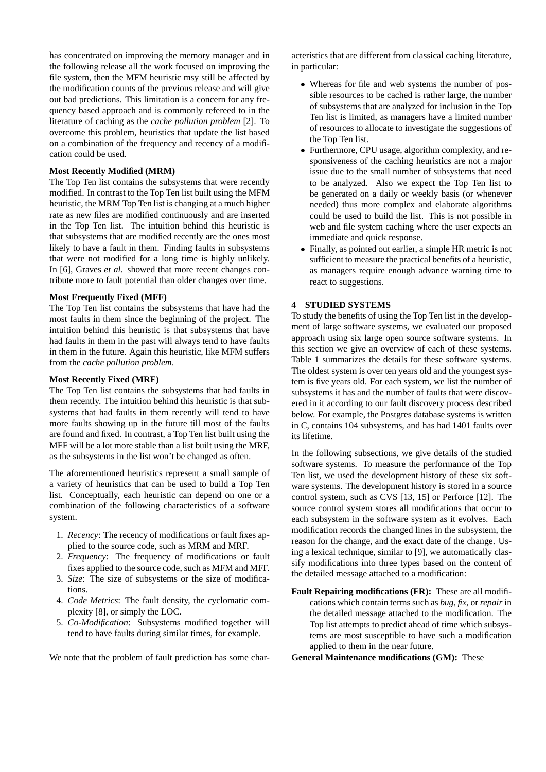has concentrated on improving the memory manager and in the following release all the work focused on improving the file system, then the MFM heuristic msy still be affected by the modification counts of the previous release and will give out bad predictions. This limitation is a concern for any frequency based approach and is commonly refereed to in the literature of caching as the *cache pollution problem* [2]. To overcome this problem, heuristics that update the list based on a combination of the frequency and recency of a modification could be used.

**Most Recently Modified (MRM)**

The Top Ten list contains the subsystems that were recently modified. In contrast to the Top Ten list built using the MFM heuristic, the MRM Top Ten list is changing at a much higher rate as new files are modified continuously and are inserted in the Top Ten list. The intuition behind this heuristic is that subsystems that are modified recently are the ones most likely to have a fault in them. Finding faults in subsystems that were not modified for a long time is highly unlikely. In [6], Graves *et al.* showed that more recent changes contribute more to fault potential than older changes over time.

**Most Frequently Fixed (MFF)**

The Top Ten list contains the subsystems that have had the most faults in them since the beginning of the project. The intuition behind this heuristic is that subsystems that have had faults in them in the past will always tend to have faults in them in the future. Again this heuristic, like MFM suffers from the *cache pollution problem*.

**Most Recently Fixed (MRF)**

The Top Ten list contains the subsystems that had faults in them recently. The intuition behind this heuristic is that subsystems that had faults in them recently will tend to have more faults showing up in the future till most of the faults are found and fixed. In contrast, a Top Ten list built using the MFF will be a lot more stable than a list built using the MRF, as the subsystems in the list won't be changed as often.

The aforementioned heuristics represent a small sample of a variety of heuristics that can be used to build a Top Ten list. Conceptually, each heuristic can depend on one or a combination of the following characteristics of a software system.

1. *Recency*: The recency of modifications or fault fixes applied to the source code, such as MRM and MRF.
2. *Frequency*: The frequency of modifications or fault fixes applied to the source code, such as MFM and MFF.
3. *Size*: The size of subsystems or the size of modifications.
4. *Code Metrics*: The fault density, the cyclomatic complexity [8], or simply the LOC.
5. *Co-Modification*: Subsystems modified together will tend to have faults during similar times, for example.

We note that the problem of fault prediction has some characteristics that are different from classical caching literature, in particular:

- Whereas for file and web systems the number of possible resources to be cached is rather large, the number of subsystems that are analyzed for inclusion in the Top Ten list is limited, as managers have a limited number of resources to allocate to investigate the suggestions of the Top Ten list.
- Furthermore, CPU usage, algorithm complexity, and responsiveness of the caching heuristics are not a major issue due to the small number of subsystems that need to be analyzed. Also we expect the Top Ten list to be generated on a daily or weekly basis (or whenever needed) thus more complex and elaborate algorithms could be used to build the list. This is not possible in web and file system caching where the user expects an immediate and quick response.
- Finally, as pointed out earlier, a simple HR metric is not sufficient to measure the practical benefits of a heuristic, as managers require enough advance warning time to react to suggestions.

## 4 STUDIED SYSTEMS

To study the benefits of using the Top Ten list in the development of large software systems, we evaluated our proposed approach using six large open source software systems. In this section we give an overview of each of these systems. Table 1 summarizes the details for these software systems. The oldest system is over ten years old and the youngest system is five years old. For each system, we list the number of subsystems it has and the number of faults that were discovered in it according to our fault discovery process described below. For example, the Postgres database systems is written in C, contains 104 subsystems, and has had 1401 faults over its lifetime.

In the following subsections, we give details of the studied software systems. To measure the performance of the Top Ten list, we used the development history of these six software systems. The development history is stored in a source control system, such as CVS [13, 15] or Perforce [12]. The source control system stores all modifications that occur to each subsystem in the software system as it evolves. Each modification records the changed lines in the subsystem, the reason for the change, and the exact date of the change. Using a lexical technique, similar to [9], we automatically classify modifications into three types based on the content of the detailed message attached to a modification:

**Fault Repairing modifications (FR):** These are all modifications which contain terms such as *bug*, *fix*, or *repair* in the detailed message attached to the modification. The Top list attempts to predict ahead of time which subsystems are most susceptible to have such a modification applied to them in the near future.

**General Maintenance modifications (GM):** These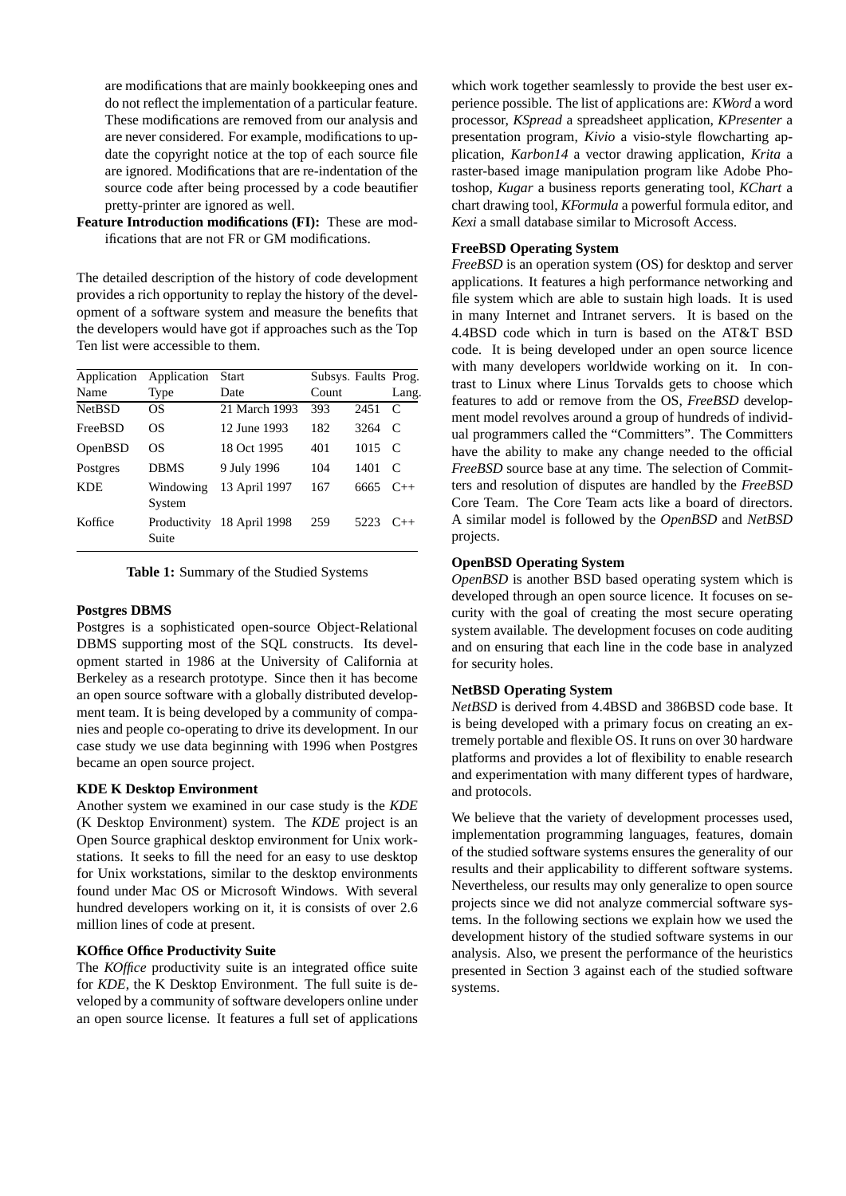are modifications that are mainly bookkeeping ones and do not reflect the implementation of a particular feature. These modifications are removed from our analysis and are never considered. For example, modifications to update the copyright notice at the top of each source file are ignored. Modifications that are re-indentation of the source code after being processed by a code beautifier pretty-printer are ignored as well.

**Feature Introduction modifications (FI):** These are modifications that are not FR or GM modifications.

The detailed description of the history of code development provides a rich opportunity to replay the history of the development of a software system and measure the benefits that the developers would have got if approaches such as the Top Ten list were accessible to them.

| Application Name | Application Type | Start Date | Subsys. Count | Faults | Prog. Lang. |
|---|---|---|---|---|---|
| NetBSD | OS | 21 March 1993 | 393 | 2451 | C |
| FreeBSD | OS | 12 June 1993 | 182 | 3264 | C |
| OpenBSD | OS | 18 Oct 1995 | 401 | 1015 | C |
| Postgres | DBMS | 9 July 1996 | 104 | 1401 | C |
| KDE | Windowing System | 13 April 1997 | 167 | 6665 | C++ |
| Koffice | Productivity Suite | 18 April 1998 | 259 | 5223 | C++ |

**Table 1:** Summary of the Studied Systems

**Postgres DBMS**

Postgres is a sophisticated open-source Object-Relational DBMS supporting most of the SQL constructs. Its development started in 1986 at the University of California at Berkeley as a research prototype. Since then it has become an open source software with a globally distributed development team. It is being developed by a community of companies and people co-operating to drive its development. In our case study we use data beginning with 1996 when Postgres became an open source project.

**KDE K Desktop Environment**

Another system we examined in our case study is the *KDE* (K Desktop Environment) system. The *KDE* project is an Open Source graphical desktop environment for Unix workstations. It seeks to fill the need for an easy to use desktop for Unix workstations, similar to the desktop environments found under Mac OS or Microsoft Windows. With several hundred developers working on it, it is consists of over 2.6 million lines of code at present.

**KOffice Office Productivity Suite**

The *KOffice* productivity suite is an integrated office suite for *KDE*, the K Desktop Environment. The full suite is developed by a community of software developers online under an open source license. It features a full set of applications which work together seamlessly to provide the best user experience possible. The list of applications are: *KWord* a word processor, *KSpread* a spreadsheet application, *KPresenter* a presentation program, *Kivio* a visio-style flowcharting application, *Karbon14* a vector drawing application, *Krita* a raster-based image manipulation program like Adobe Photoshop, *Kugar* a business reports generating tool, *KChart* a chart drawing tool, *KFormula* a powerful formula editor, and *Kexi* a small database similar to Microsoft Access.

**FreeBSD Operating System**

*FreeBSD* is an operation system (OS) for desktop and server applications. It features a high performance networking and file system which are able to sustain high loads. It is used in many Internet and Intranet servers. It is based on the 4.4BSD code which in turn is based on the AT&T BSD code. It is being developed under an open source licence with many developers worldwide working on it. In contrast to Linux where Linus Torvalds gets to choose which features to add or remove from the OS, *FreeBSD* development model revolves around a group of hundreds of individual programmers called the "Committers". The Committers have the ability to make any change needed to the official *FreeBSD* source base at any time. The selection of Committers and resolution of disputes are handled by the *FreeBSD* Core Team. The Core Team acts like a board of directors. A similar model is followed by the *OpenBSD* and *NetBSD* projects.

**OpenBSD Operating System**

*OpenBSD* is another BSD based operating system which is developed through an open source licence. It focuses on security with the goal of creating the most secure operating system available. The development focuses on code auditing and on ensuring that each line in the code base in analyzed for security holes.

**NetBSD Operating System**

*NetBSD* is derived from 4.4BSD and 386BSD code base. It is being developed with a primary focus on creating an extremely portable and flexible OS. It runs on over 30 hardware platforms and provides a lot of flexibility to enable research and experimentation with many different types of hardware, and protocols.

We believe that the variety of development processes used, implementation programming languages, features, domain of the studied software systems ensures the generality of our results and their applicability to different software systems. Nevertheless, our results may only generalize to open source projects since we did not analyze commercial software systems. In the following sections we explain how we used the development history of the studied software systems in our analysis. Also, we present the performance of the heuristics presented in Section 3 against each of the studied software systems.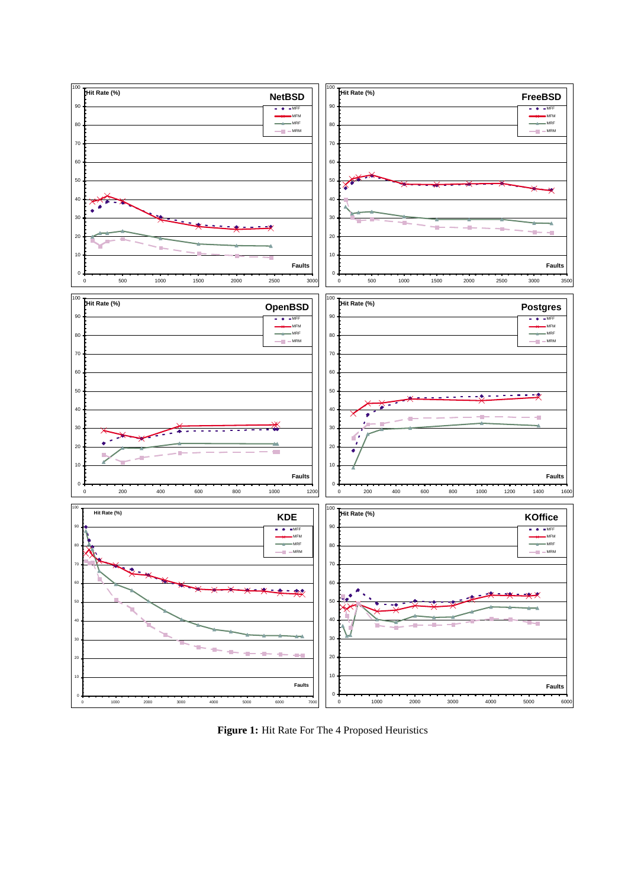**Figure 1:** Hit Rate For The 4 Proposed Heuristics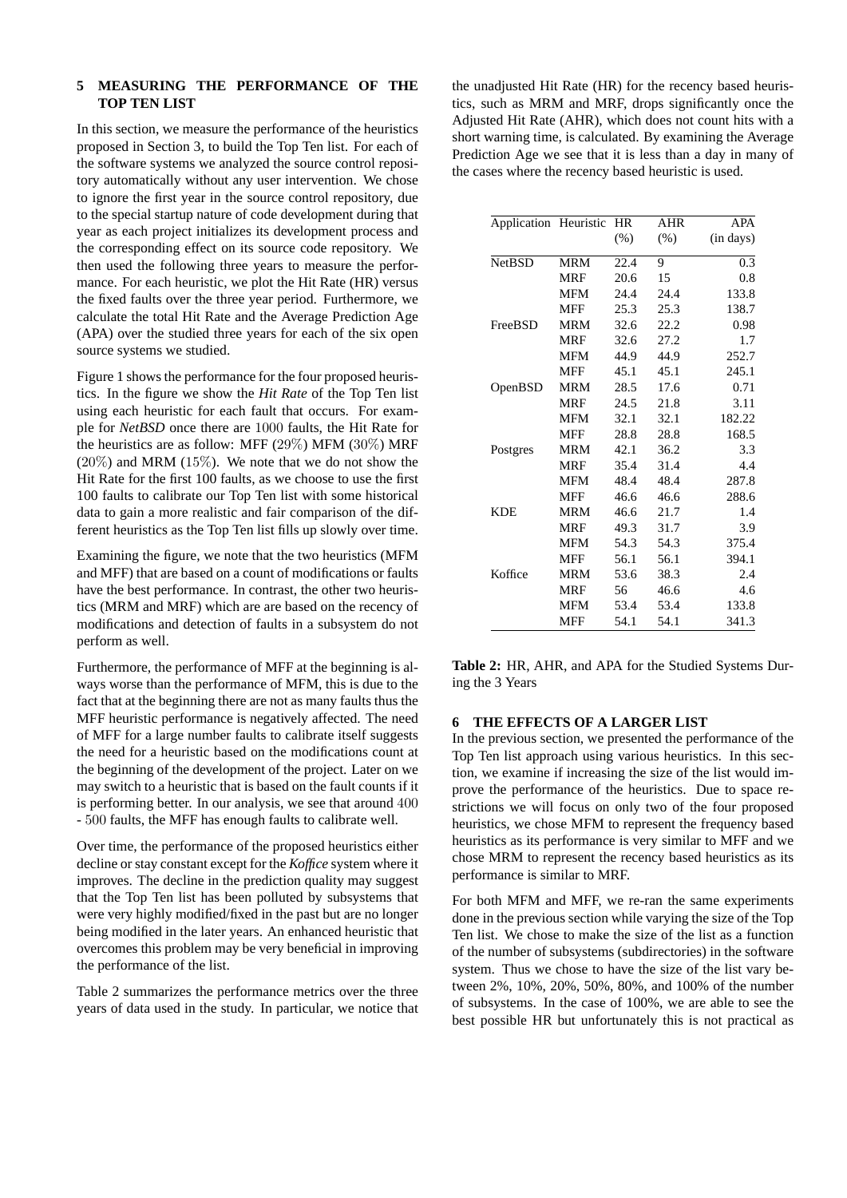## 5 MEASURING THE PERFORMANCE OF THE TOP TEN LIST

In this section, we measure the performance of the heuristics proposed in Section 3, to build the Top Ten list. For each of the software systems we analyzed the source control repository automatically without any user intervention. We chose to ignore the first year in the source control repository, due to the special startup nature of code development during that year as each project initializes its development process and the corresponding effect on its source code repository. We then used the following three years to measure the performance. For each heuristic, we plot the Hit Rate (HR) versus the fixed faults over the three year period. Furthermore, we calculate the total Hit Rate and the Average Prediction Age (APA) over the studied three years for each of the six open source systems we studied.

Figure 1 shows the performance for the four proposed heuristics. In the figure we show the *Hit Rate* of the Top Ten list using each heuristic for each fault that occurs. For example for *NetBSD* once there are $1000$ faults, the Hit Rate for the heuristics are as follow: MFF ($29\%$) MFM ($30\%$) MRF ($20\%$) and MRM ($15\%$). We note that we do not show the Hit Rate for the first 100 faults, as we choose to use the first 100 faults to calibrate our Top Ten list with some historical data to gain a more realistic and fair comparison of the different heuristics as the Top Ten list fills up slowly over time.

Examining the figure, we note that the two heuristics (MFM and MFF) that are based on a count of modifications or faults have the best performance. In contrast, the other two heuristics (MRM and MRF) which are based on the recency of modifications and detection of faults in a subsystem do not perform as well.

Furthermore, the performance of MFF at the beginning is always worse than the performance of MFM, this is due to the fact that at the beginning there are not as many faults thus the MFF heuristic performance is negatively affected. The need of MFF for a large number faults to calibrate itself suggests the need for a heuristic based on the modifications count at the beginning of the development of the project. Later on we may switch to a heuristic that is based on the fault counts if it is performing better. In our analysis, we see that around $400$ - $500$ faults, the MFF has enough faults to calibrate well.

Over time, the performance of the proposed heuristics either decline or stay constant except for the *Koffice* system where it improves. The decline in the prediction quality may suggest that the Top Ten list has been polluted by subsystems that were very highly modified/fixed in the past but are no longer being modified in the later years. An enhanced heuristic that overcomes this problem may be very beneficial in improving the performance of the list.

Table 2 summarizes the performance metrics over the three years of data used in the study. In particular, we notice that the unadjusted Hit Rate (HR) for the recency based heuristics, such as MRM and MRF, drops significantly once the Adjusted Hit Rate (AHR), which does not count hits with a short warning time, is calculated. By examining the Average Prediction Age we see that it is less than a day in many of the cases where the recency based heuristic is used.

| Application | Heuristic | HR (%) | AHR (%) | APA (in days) |
|---|---|---|---|---|
| NetBSD | MRM | 22.4 | 9 | 0.3 |
| | MRF | 20.6 | 15 | 0.8 |
| | MFM | 24.4 | 24.4 | 133.8 |
| | MFF | 25.3 | 25.3 | 138.7 |
| FreeBSD | MRM | 32.6 | 22.2 | 0.98 |
| | MRF | 32.6 | 27.2 | 1.7 |
| | MFM | 44.9 | 44.9 | 252.7 |
| | MFF | 45.1 | 45.1 | 245.1 |
| OpenBSD | MRM | 28.5 | 17.6 | 0.71 |
| | MRF | 24.5 | 21.8 | 3.11 |
| | MFM | 32.1 | 32.1 | 182.22 |
| | MFF | 28.8 | 28.8 | 168.5 |
| Postgres | MRM | 42.1 | 36.2 | 3.3 |
| | MRF | 35.4 | 31.4 | 4.4 |
| | MFM | 48.4 | 48.4 | 287.8 |
| | MFF | 46.6 | 46.6 | 288.6 |
| KDE | MRM | 46.6 | 21.7 | 1.4 |
| | MRF | 49.3 | 31.7 | 3.9 |
| | MFM | 54.3 | 54.3 | 375.4 |
| | MFF | 56.1 | 56.1 | 394.1 |
| Koffice | MRM | 53.6 | 38.3 | 2.4 |
| | MRF | 56 | 46.6 | 4.6 |
| | MFM | 53.4 | 53.4 | 133.8 |
| | MFF | 54.1 | 54.1 | 341.3 |

**Table 2:** HR, AHR, and APA for the Studied Systems During the 3 Years

## 6 THE EFFECTS OF A LARGER LIST

In the previous section, we presented the performance of the Top Ten list approach using various heuristics. In this section, we examine if increasing the size of the list would improve the performance of the heuristics. Due to space restrictions we will focus on only two of the four proposed heuristics, we chose MFM to represent the frequency based heuristics as its performance is very similar to MFF and we chose MRM to represent the recency based heuristics as its performance is similar to MRF.

For both MFM and MFF, we re-ran the same experiments done in the previous section while varying the size of the Top Ten list. We chose to make the size of the list as a function of the number of subsystems (subdirectories) in the software system. Thus we chose to have the size of the list vary between 2%, 10%, 20%, 50%, 80%, and 100% of the number of subsystems. In the case of 100%, we are able to see the best possible HR but unfortunately this is not practical as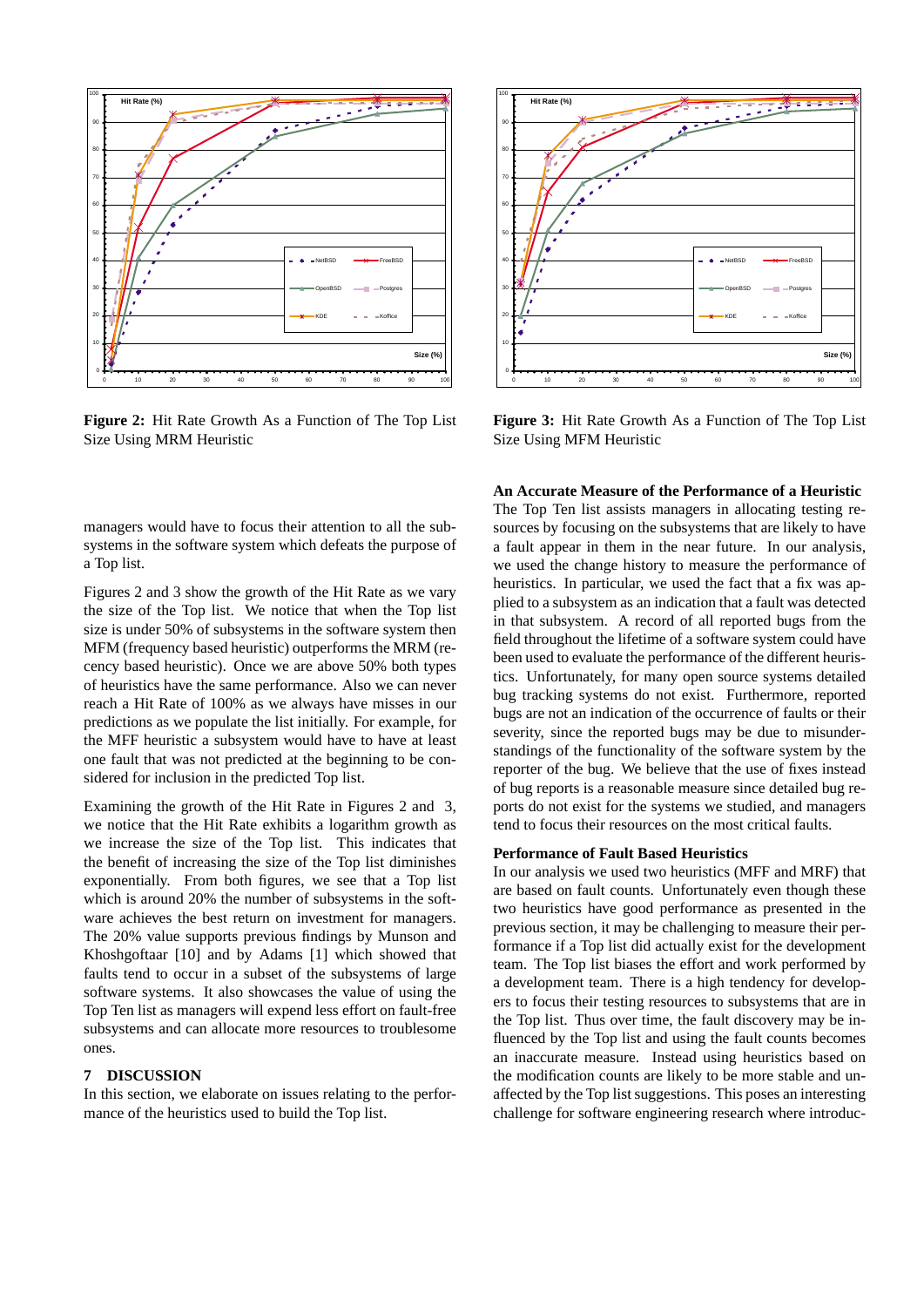Hit Rate (%)

100
90
80
70
60
50
40
30
20
10
0

0 10 20 30 40 50 60 70 80 90 100

Size (%)

NetBSD
FreeBSD
OpenBSD
Postgres
KDE
Koffice

**Figure 2:** Hit Rate Growth As a Function of The Top List Size Using MRM Heuristic

Hit Rate (%)

100
90
80
70
60
50
40
30
20
10
0

0 10 20 30 40 50 60 70 80 90 100

Size (%)

NetBSD
FreeBSD
OpenBSD
Postgres
KDE
Koffice

**Figure 3:** Hit Rate Growth As a Function of The Top List Size Using MFM Heuristic

managers would have to focus their attention to all the subsystems in the software system which defeats the purpose of a Top list.

Figures 2 and 3 show the growth of the Hit Rate as we vary the size of the Top list. We notice that when the Top list size is under 50% of subsystems in the software system then MFM (frequency based heuristic) outperforms the MRM (recency based heuristic). Once we are above 50% both types of heuristics have the same performance. Also we can never reach a Hit Rate of 100% as we always have misses in our predictions as we populate the list initially. For example, for the MFF heuristic a subsystem would have to have at least one fault that was not predicted at the beginning to be considered for inclusion in the predicted Top list.

Examining the growth of the Hit Rate in Figures 2 and 3, we notice that the Hit Rate exhibits a logarithm growth as we increase the size of the Top list. This indicates that the benefit of increasing the size of the Top list diminishes exponentially. From both figures, we see that a Top list which is around 20% the number of subsystems in the software achieves the best return on investment for managers. The 20% value supports previous findings by Munson and Khoshgoftaar [10] and by Adams [1] which showed that faults tend to occur in a subset of the subsystems of large software systems. It also showcases the value of using the Top Ten list as managers will expend less effort on fault-free subsystems and can allocate more resources to troublesome ones.

## 7 DISCUSSION

In this section, we elaborate on issues relating to the performance of the heuristics used to build the Top list.

### An Accurate Measure of the Performance of a Heuristic

The Top Ten list assists managers in allocating testing resources by focusing on the subsystems that are likely to have a fault appear in them in the near future. In our analysis, we used the change history to measure the performance of heuristics. In particular, we used the fact that a fix was applied to a subsystem as an indication that a fault was detected in that subsystem. A record of all reported bugs from the field throughout the lifetime of a software system could have been used to evaluate the performance of the different heuristics. Unfortunately, for many open source systems detailed bug tracking systems do not exist. Furthermore, reported bugs are not an indication of the occurrence of faults or their severity, since the reported bugs may be due to misunderstandings of the functionality of the software system by the reporter of the bug. We believe that the use of fixes instead of bug reports is a reasonable measure since detailed bug reports do not exist for the systems we studied, and managers tend to focus their resources on the most critical faults.

### Performance of Fault Based Heuristics

In our analysis we used two heuristics (MFF and MRF) that are based on fault counts. Unfortunately even though these two heuristics have good performance as presented in the previous section, it may be challenging to measure their performance if a Top list did actually exist for the development team. The Top list biases the effort and work performed by a development team. There is a high tendency for developers to focus their testing resources to subsystems that are in the Top list. Thus over time, the fault discovery may be influenced by the Top list and using the fault counts becomes an inaccurate measure. Instead using heuristics based on the modification counts are likely to be more stable and unaffected by the Top list suggestions. This poses an interesting challenge for software engineering research where introduc-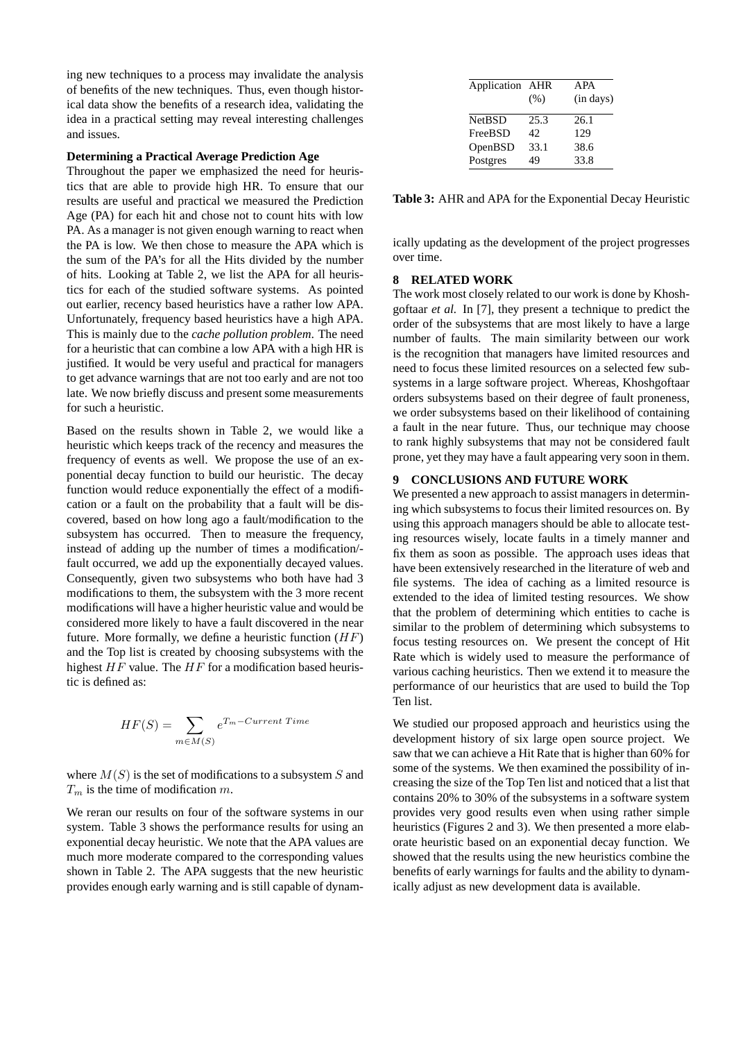ing new techniques to a process may invalidate the analysis of benefits of the new techniques. Thus, even though historical data show the benefits of a research idea, validating the idea in a practical setting may reveal interesting challenges and issues.

**Determining a Practical Average Prediction Age**

Throughout the paper we emphasized the need for heuristics that are able to provide high HR. To ensure that our results are useful and practical we measured the Prediction Age (PA) for each hit and chose not to count hits with low PA. As a manager is not given enough warning to react when the PA is low. We then chose to measure the APA which is the sum of the PA's for all the Hits divided by the number of hits. Looking at Table 2, we list the APA for all heuristics for each of the studied software systems. As pointed out earlier, recency based heuristics have a rather low APA. Unfortunately, frequency based heuristics have a high APA. This is mainly due to the *cache pollution problem*. The need for a heuristic that can combine a low APA with a high HR is justified. It would be very useful and practical for managers to get advance warnings that are not too early and are not too late. We now briefly discuss and present some measurements for such a heuristic.

Based on the results shown in Table 2, we would like a heuristic which keeps track of the recency and measures the frequency of events as well. We propose the use of an exponential decay function to build our heuristic. The decay function would reduce exponentially the effect of a modification or a fault on the probability that a fault will be discovered, based on how long ago a fault/modification to the subsystem has occurred. Then to measure the frequency, instead of adding up the number of times a modification/fault occurred, we add up the exponentially decayed values. Consequently, given two subsystems who both have had 3 modifications to them, the subsystem with the 3 more recent modifications will have a higher heuristic value and would be considered more likely to have a fault discovered in the near future. More formally, we define a heuristic function ($HF$) and the Top list is created by choosing subsystems with the highest $HF$ value. The $HF$ for a modification based heuristic is defined as:

$$HF(S) = \sum_{m \in M(S)} e^{T_m - Current\ Time}$$

where $M(S)$ is the set of modifications to a subsystem $S$ and $T_m$ is the time of modification $m$.

We reran our results on four of the software systems in our system. Table 3 shows the performance results for using an exponential decay heuristic. We note that the APA values are much more moderate compared to the corresponding values shown in Table 2. The APA suggests that the new heuristic provides enough early warning and is still capable of dynamically updating as the development of the project progresses over time.

| Application | AHR (%) | APA (in days) |
|---|---|---|
| NetBSD | 25.3 | 26.1 |
| FreeBSD | 42 | 129 |
| OpenBSD | 33.1 | 38.6 |
| Postgres | 49 | 33.8 |

**Table 3:** AHR and APA for the Exponential Decay Heuristic

## 8 RELATED WORK

The work most closely related to our work is done by Khoshgoftaar *et al.* In [7], they present a technique to predict the order of the subsystems that are most likely to have a large number of faults. The main similarity between our work is the recognition that managers have limited resources and need to focus these limited resources on a selected few subsystems in a large software project. Whereas, Khoshgoftaar orders subsystems based on their degree of fault proneness, we order subsystems based on their likelihood of containing a fault in the near future. Thus, our technique may choose to rank highly subsystems that may not be considered fault prone, yet they may have a fault appearing very soon in them.

## 9 CONCLUSIONS AND FUTURE WORK

We presented a new approach to assist managers in determining which subsystems to focus their limited resources on. By using this approach managers should be able to allocate testing resources wisely, locate faults in a timely manner and fix them as soon as possible. The approach uses ideas that have been extensively researched in the literature of web and file systems. The idea of caching as a limited resource is extended to the idea of limited testing resources. We show that the problem of determining which entities to cache is similar to the problem of determining which subsystems to focus testing resources on. We present the concept of Hit Rate which is widely used to measure the performance of various caching heuristics. Then we extend it to measure the performance of our heuristics that are used to build the Top Ten list.

We studied our proposed approach and heuristics using the development history of six large open source project. We saw that we can achieve a Hit Rate that is higher than 60% for some of the systems. We then examined the possibility of increasing the size of the Top Ten list and noticed that a list that contains 20% to 30% of the subsystems in a software system provides very good results even when using rather simple heuristics (Figures 2 and 3). We then presented a more elaborate heuristic based on an exponential decay function. We showed that the results using the new heuristics combine the benefits of early warnings for faults and the ability to dynamically adjust as new development data is available.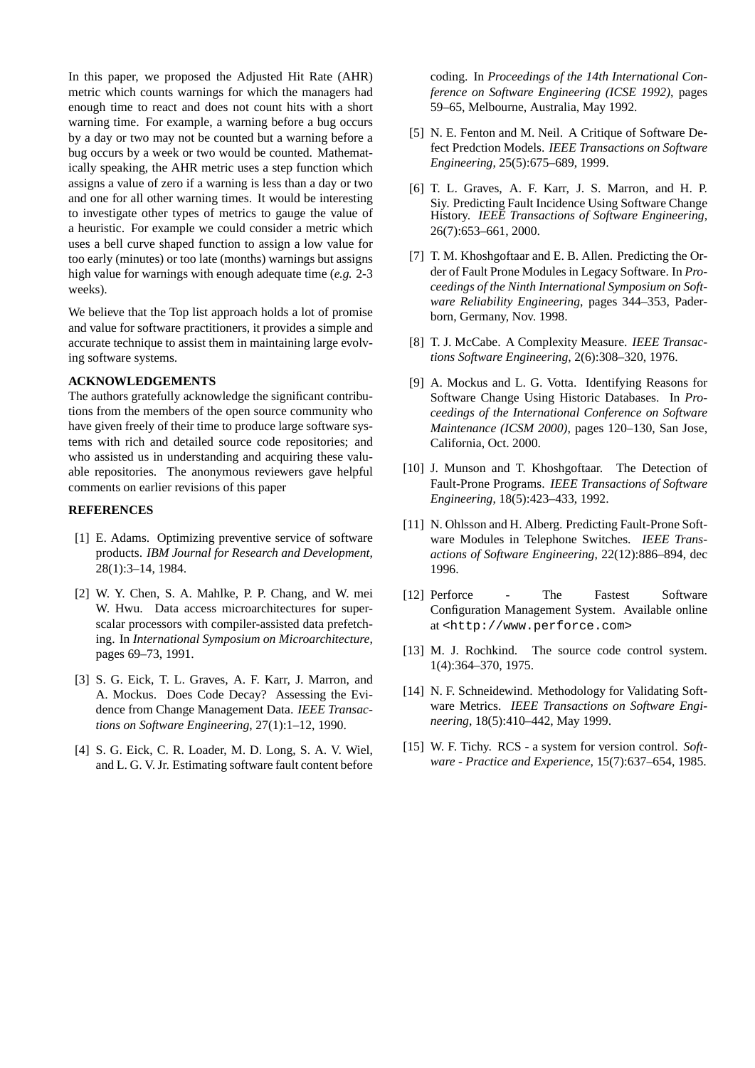In this paper, we proposed the Adjusted Hit Rate (AHR) metric which counts warnings for which the managers had enough time to react and does not count hits with a short warning time. For example, a warning before a bug occurs by a day or two may not be counted but a warning before a bug occurs by a week or two would be counted. Mathematically speaking, the AHR metric uses a step function which assigns a value of zero if a warning is less than a day or two and one for all other warning times. It would be interesting to investigate other types of metrics to gauge the value of a heuristic. For example we could consider a metric which uses a bell curve shaped function to assign a low value for too early (minutes) or too late (months) warnings but assigns high value for warnings with enough adequate time (*e.g.* 2-3 weeks).

We believe that the Top list approach holds a lot of promise and value for software practitioners, it provides a simple and accurate technique to assist them in maintaining large evolving software systems.

**ACKNOWLEDGEMENTS**

The authors gratefully acknowledge the significant contributions from the members of the open source community who have given freely of their time to produce large software systems with rich and detailed source code repositories; and who assisted us in understanding and acquiring these valuable repositories. The anonymous reviewers gave helpful comments on earlier revisions of this paper

**REFERENCES**

[1] E. Adams. Optimizing preventive service of software products. *IBM Journal for Research and Development*, 28(1):3–14, 1984.

[2] W. Y. Chen, S. A. Mahlke, P. P. Chang, and W. mei W. Hwu. Data access microarchitectures for superscalar processors with compiler-assisted data prefetching. In *International Symposium on Microarchitecture*, pages 69–73, 1991.

[3] S. G. Eick, T. L. Graves, A. F. Karr, J. Marron, and A. Mockus. Does Code Decay? Assessing the Evidence from Change Management Data. *IEEE Transactions on Software Engineering*, 27(1):1–12, 1990.

[4] S. G. Eick, C. R. Loader, M. D. Long, S. A. V. Wiel, and L. G. V. Jr. Estimating software fault content before coding. In *Proceedings of the 14th International Conference on Software Engineering (ICSE 1992)*, pages 59–65, Melbourne, Australia, May 1992.

[5] N. E. Fenton and M. Neil. A Critique of Software Defect Predction Models. *IEEE Transactions on Software Engineering*, 25(5):675–689, 1999.

[6] T. L. Graves, A. F. Karr, J. S. Marron, and H. P. Siy. Predicting Fault Incidence Using Software Change History. *IEEE Transactions of Software Engineering*, 26(7):653–661, 2000.

[7] T. M. Khoshgoftaar and E. B. Allen. Predicting the Order of Fault Prone Modules in Legacy Software. In *Proceedings of the Ninth International Symposium on Software Reliability Engineering*, pages 344–353, Paderborn, Germany, Nov. 1998.

[8] T. J. McCabe. A Complexity Measure. *IEEE Transactions Software Engineering*, 2(6):308–320, 1976.

[9] A. Mockus and L. G. Votta. Identifying Reasons for Software Change Using Historic Databases. In *Proceedings of the International Conference on Software Maintenance (ICSM 2000)*, pages 120–130, San Jose, California, Oct. 2000.

[10] J. Munson and T. Khoshgoftaar. The Detection of Fault-Prone Programs. *IEEE Transactions of Software Engineering*, 18(5):423–433, 1992.

[11] N. Ohlsson and H. Alberg. Predicting Fault-Prone Software Modules in Telephone Switches. *IEEE Transactions of Software Engineering*, 22(12):886–894, dec 1996.

[12] Perforce - The Fastest Software Configuration Management System. Available online at <http://www.perforce.com>

[13] M. J. Rochkind. The source code control system. 1(4):364–370, 1975.

[14] N. F. Schneidewind. Methodology for Validating Software Metrics. *IEEE Transactions on Software Engineering*, 18(5):410–442, May 1999.

[15] W. F. Tichy. RCS - a system for version control. *Software - Practice and Experience*, 15(7):637–654, 1985.